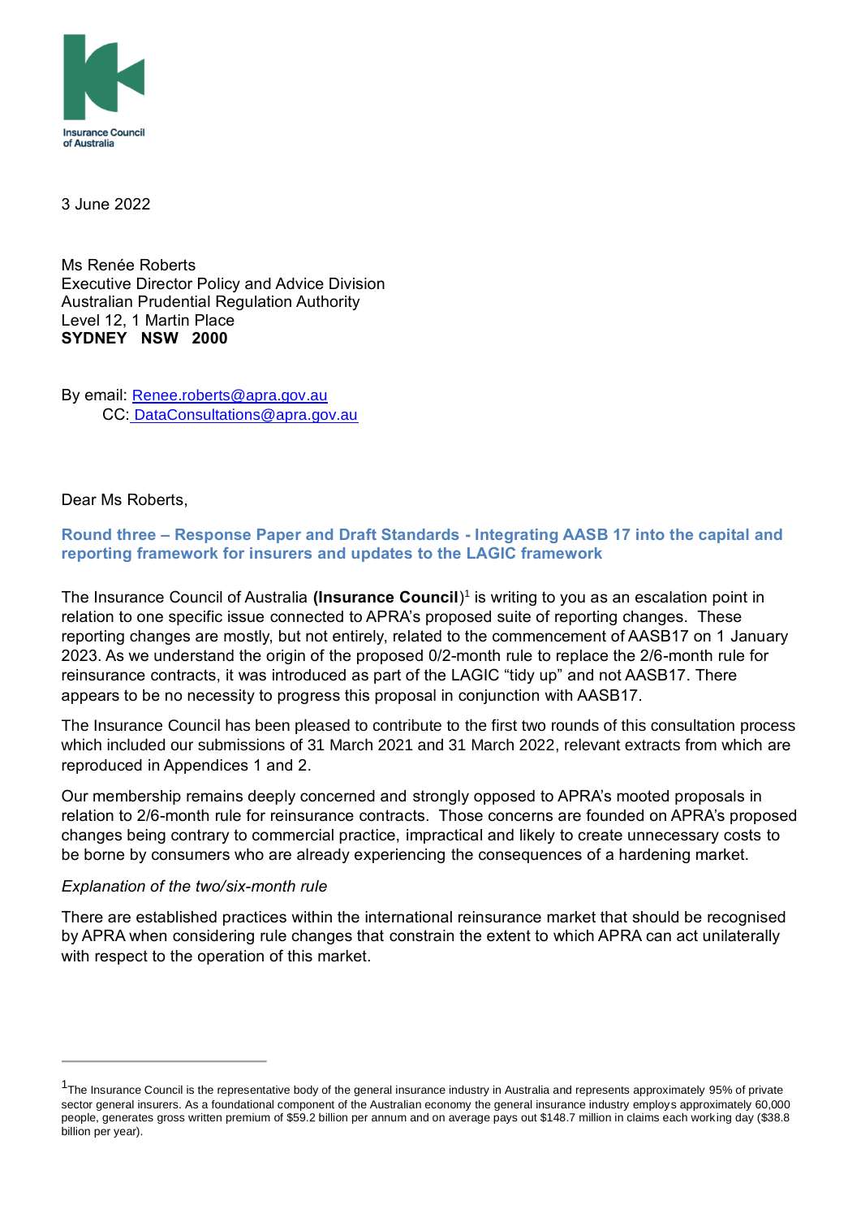Insurance Council of Australia

3 June 2022

Ms Renée Roberts
Executive Director Policy and Advice Division
Australian Prudential Regulation Authority
Level 12, 1 Martin Place
**SYDNEY NSW 2000**

By email: Renee.roberts@apra.gov.au
CC: DataConsultations@apra.gov.au

Dear Ms Roberts,

## Round three – Response Paper and Draft Standards - Integrating AASB 17 into the capital and reporting framework for insurers and updates to the LAGIC framework

The Insurance Council of Australia **(Insurance Council)**[1] is writing to you as an escalation point in relation to one specific issue connected to APRA's proposed suite of reporting changes. These reporting changes are mostly, but not entirely, related to the commencement of AASB17 on 1 January 2023. As we understand the origin of the proposed 0/2-month rule to replace the 2/6-month rule for reinsurance contracts, it was introduced as part of the LAGIC "tidy up" and not AASB17. There appears to be no necessity to progress this proposal in conjunction with AASB17.

The Insurance Council has been pleased to contribute to the first two rounds of this consultation process which included our submissions of 31 March 2021 and 31 March 2022, relevant extracts from which are reproduced in Appendices 1 and 2.

Our membership remains deeply concerned and strongly opposed to APRA's mooted proposals in relation to 2/6-month rule for reinsurance contracts. Those concerns are founded on APRA's proposed changes being contrary to commercial practice, impractical and likely to create unnecessary costs to be borne by consumers who are already experiencing the consequences of a hardening market.

*Explanation of the two/six-month rule*

There are established practices within the international reinsurance market that should be recognised by APRA when considering rule changes that constrain the extent to which APRA can act unilaterally with respect to the operation of this market.

---

[1] The Insurance Council is the representative body of the general insurance industry in Australia and represents approximately 95% of private sector general insurers. As a foundational component of the Australian economy the general insurance industry employs approximately 60,000 people, generates gross written premium of $59.2 billion per annum and on average pays out $148.7 million in claims each working day ($38.8 billion per year).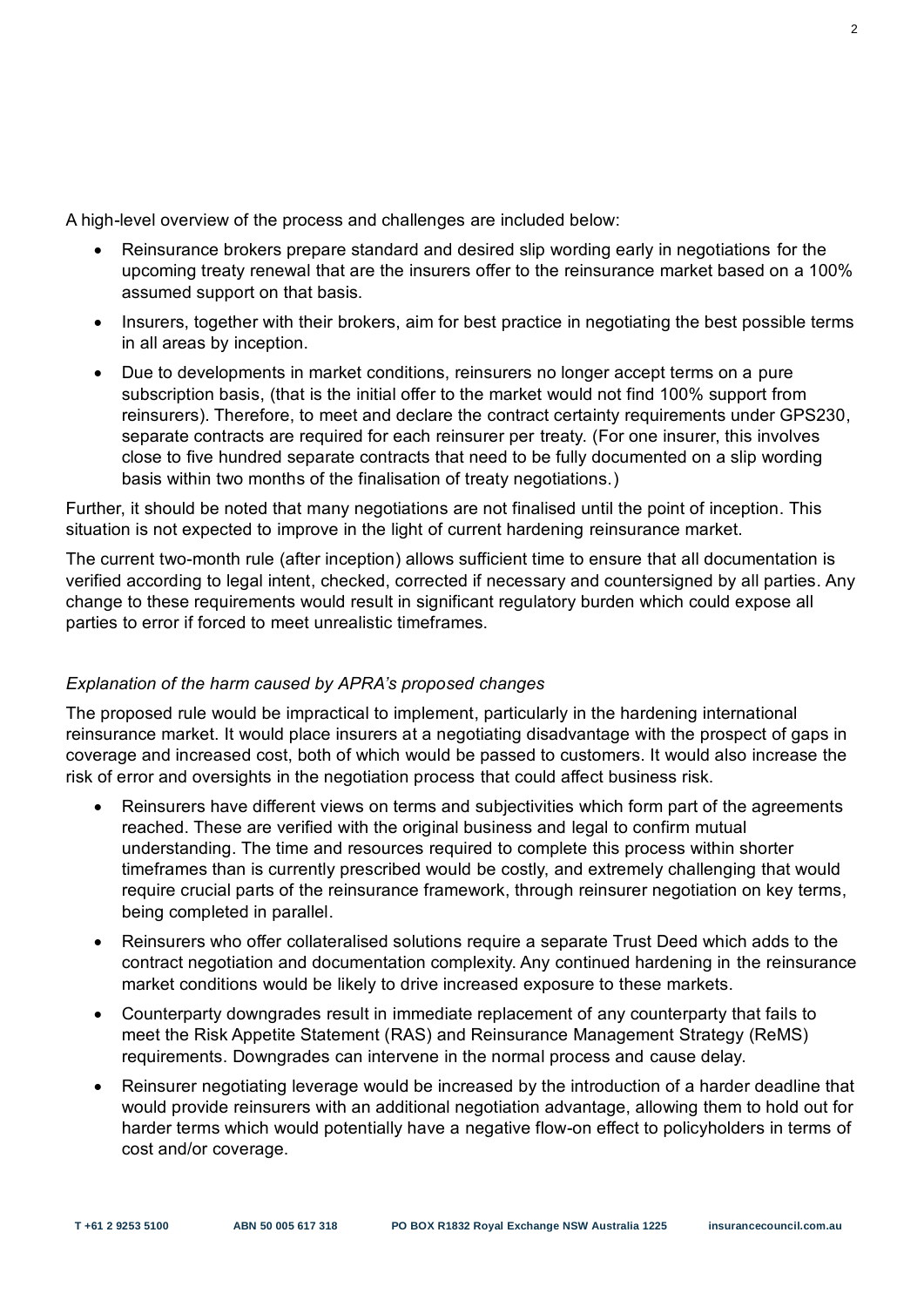A high-level overview of the process and challenges are included below:

- Reinsurance brokers prepare standard and desired slip wording early in negotiations for the upcoming treaty renewal that are the insurers offer to the reinsurance market based on a 100% assumed support on that basis.
- Insurers, together with their brokers, aim for best practice in negotiating the best possible terms in all areas by inception.
- Due to developments in market conditions, reinsurers no longer accept terms on a pure subscription basis, (that is the initial offer to the market would not find 100% support from reinsurers). Therefore, to meet and declare the contract certainty requirements under GPS230, separate contracts are required for each reinsurer per treaty. (For one insurer, this involves close to five hundred separate contracts that need to be fully documented on a slip wording basis within two months of the finalisation of treaty negotiations.)

Further, it should be noted that many negotiations are not finalised until the point of inception. This situation is not expected to improve in the light of current hardening reinsurance market.

The current two-month rule (after inception) allows sufficient time to ensure that all documentation is verified according to legal intent, checked, corrected if necessary and countersigned by all parties. Any change to these requirements would result in significant regulatory burden which could expose all parties to error if forced to meet unrealistic timeframes.

*Explanation of the harm caused by APRA's proposed changes*

The proposed rule would be impractical to implement, particularly in the hardening international reinsurance market. It would place insurers at a negotiating disadvantage with the prospect of gaps in coverage and increased cost, both of which would be passed to customers. It would also increase the risk of error and oversights in the negotiation process that could affect business risk.

- Reinsurers have different views on terms and subjectivities which form part of the agreements reached. These are verified with the original business and legal to confirm mutual understanding. The time and resources required to complete this process within shorter timeframes than is currently prescribed would be costly, and extremely challenging that would require crucial parts of the reinsurance framework, through reinsurer negotiation on key terms, being completed in parallel.
- Reinsurers who offer collateralised solutions require a separate Trust Deed which adds to the contract negotiation and documentation complexity. Any continued hardening in the reinsurance market conditions would be likely to drive increased exposure to these markets.
- Counterparty downgrades result in immediate replacement of any counterparty that fails to meet the Risk Appetite Statement (RAS) and Reinsurance Management Strategy (ReMS) requirements. Downgrades can intervene in the normal process and cause delay.
- Reinsurer negotiating leverage would be increased by the introduction of a harder deadline that would provide reinsurers with an additional negotiation advantage, allowing them to hold out for harder terms which would potentially have a negative flow-on effect to policyholders in terms of cost and/or coverage.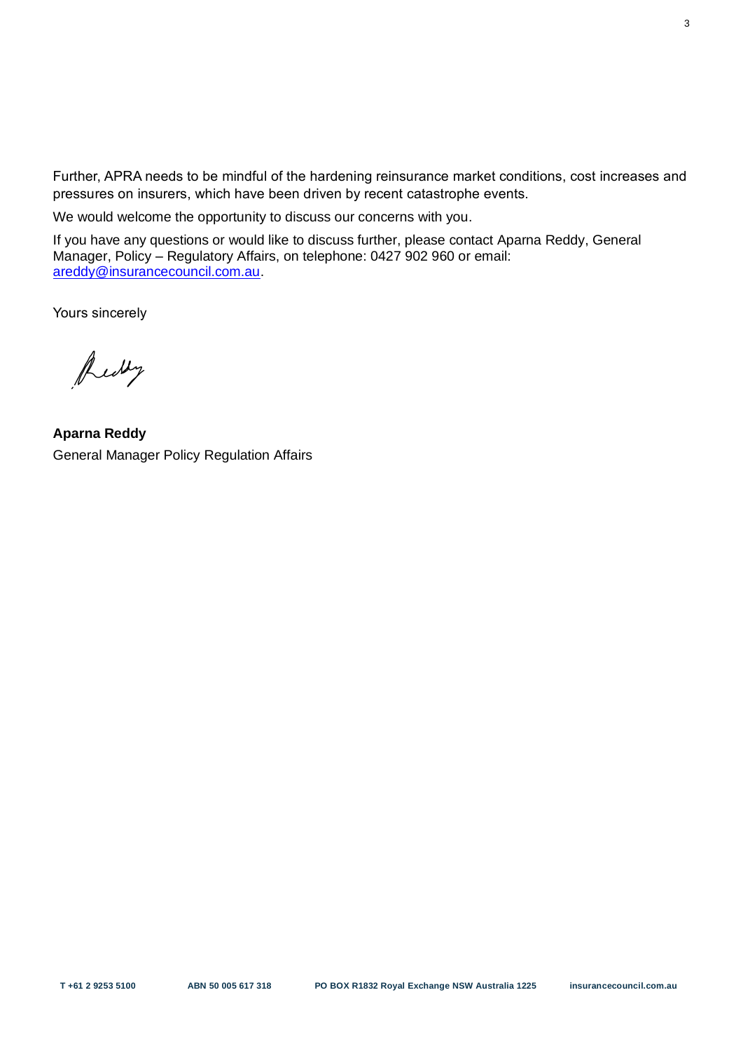Further, APRA needs to be mindful of the hardening reinsurance market conditions, cost increases and pressures on insurers, which have been driven by recent catastrophe events.

We would welcome the opportunity to discuss our concerns with you.

If you have any questions or would like to discuss further, please contact Aparna Reddy, General Manager, Policy – Regulatory Affairs, on telephone: 0427 902 960 or email: areddy@insurancecouncil.com.au.

Yours sincerely

**Aparna Reddy**
General Manager Policy Regulation Affairs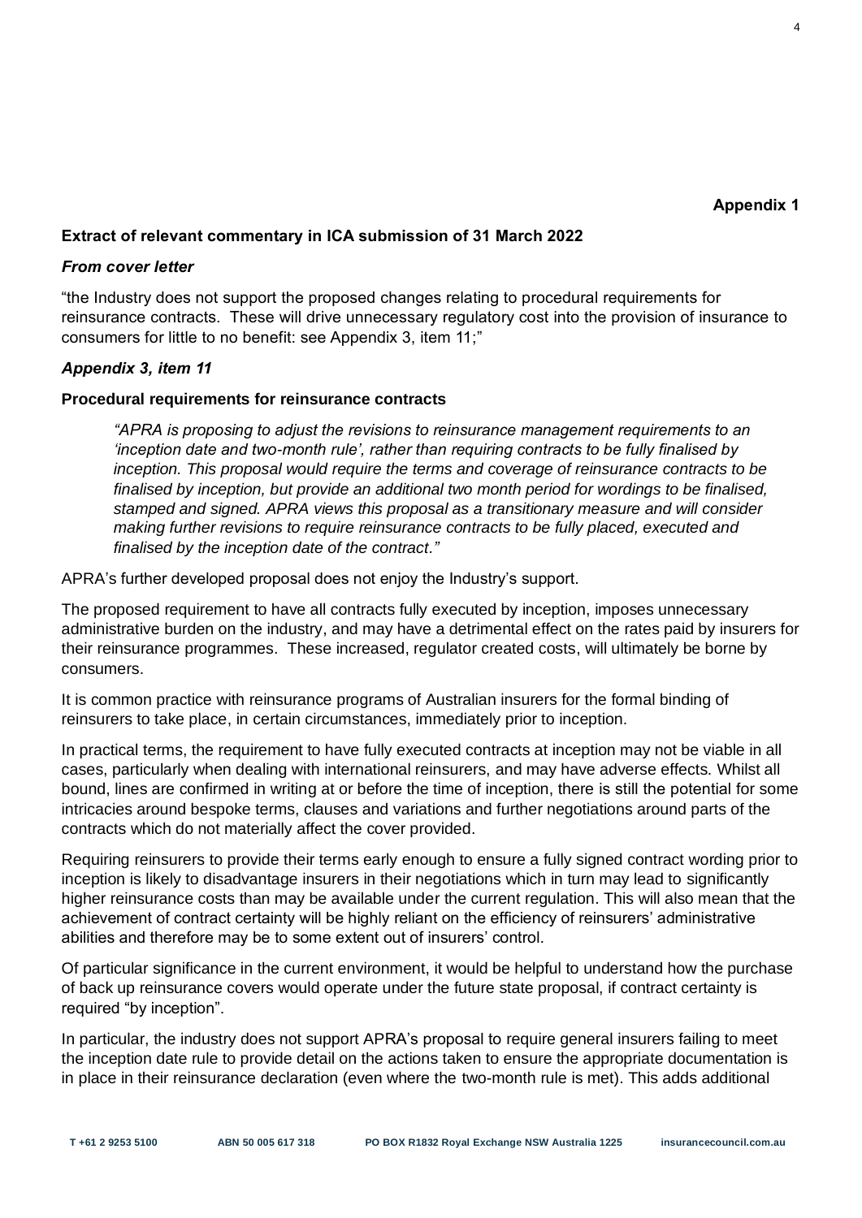**Appendix 1**

**Extract of relevant commentary in ICA submission of 31 March 2022**

***From cover letter***

"the Industry does not support the proposed changes relating to procedural requirements for reinsurance contracts. These will drive unnecessary regulatory cost into the provision of insurance to consumers for little to no benefit: see Appendix 3, item 11;"

***Appendix 3, item 11***

**Procedural requirements for reinsurance contracts**

> *"APRA is proposing to adjust the revisions to reinsurance management requirements to an 'inception date and two-month rule', rather than requiring contracts to be fully finalised by inception. This proposal would require the terms and coverage of reinsurance contracts to be finalised by inception, but provide an additional two month period for wordings to be finalised, stamped and signed. APRA views this proposal as a transitionary measure and will consider making further revisions to require reinsurance contracts to be fully placed, executed and finalised by the inception date of the contract."*

APRA's further developed proposal does not enjoy the Industry's support.

The proposed requirement to have all contracts fully executed by inception, imposes unnecessary administrative burden on the industry, and may have a detrimental effect on the rates paid by insurers for their reinsurance programmes. These increased, regulator created costs, will ultimately be borne by consumers.

It is common practice with reinsurance programs of Australian insurers for the formal binding of reinsurers to take place, in certain circumstances, immediately prior to inception.

In practical terms, the requirement to have fully executed contracts at inception may not be viable in all cases, particularly when dealing with international reinsurers, and may have adverse effects. Whilst all bound, lines are confirmed in writing at or before the time of inception, there is still the potential for some intricacies around bespoke terms, clauses and variations and further negotiations around parts of the contracts which do not materially affect the cover provided.

Requiring reinsurers to provide their terms early enough to ensure a fully signed contract wording prior to inception is likely to disadvantage insurers in their negotiations which in turn may lead to significantly higher reinsurance costs than may be available under the current regulation. This will also mean that the achievement of contract certainty will be highly reliant on the efficiency of reinsurers' administrative abilities and therefore may be to some extent out of insurers' control.

Of particular significance in the current environment, it would be helpful to understand how the purchase of back up reinsurance covers would operate under the future state proposal, if contract certainty is required "by inception".

In particular, the industry does not support APRA's proposal to require general insurers failing to meet the inception date rule to provide detail on the actions taken to ensure the appropriate documentation is in place in their reinsurance declaration (even where the two-month rule is met). This adds additional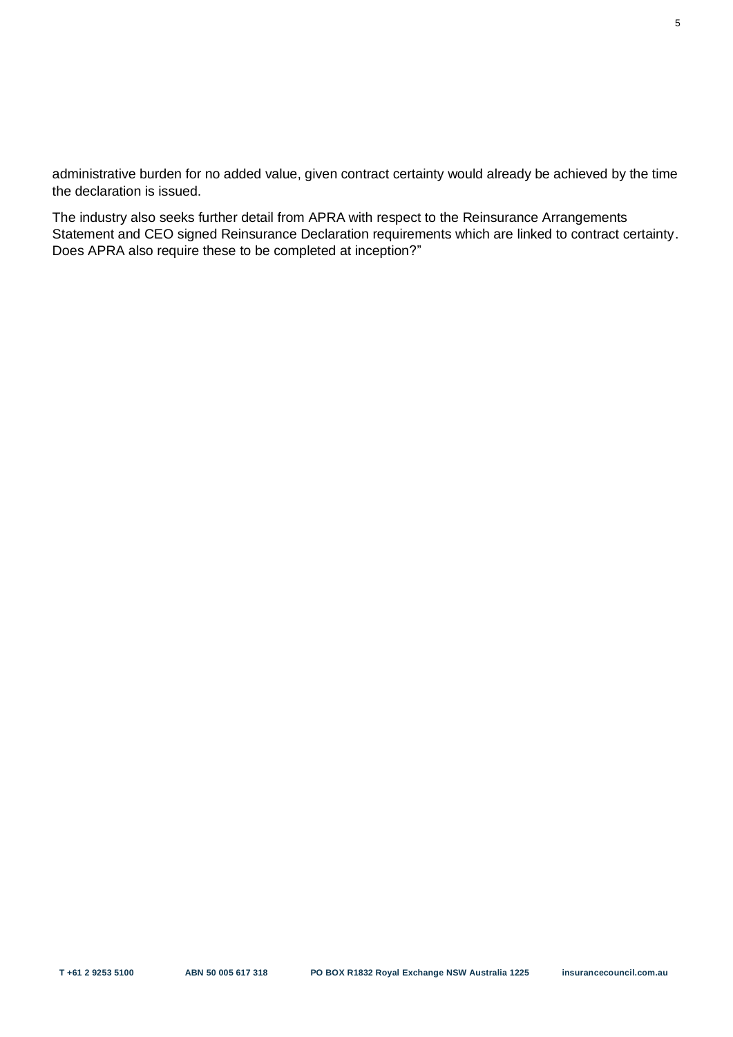administrative burden for no added value, given contract certainty would already be achieved by the time the declaration is issued.

The industry also seeks further detail from APRA with respect to the Reinsurance Arrangements Statement and CEO signed Reinsurance Declaration requirements which are linked to contract certainty. Does APRA also require these to be completed at inception?"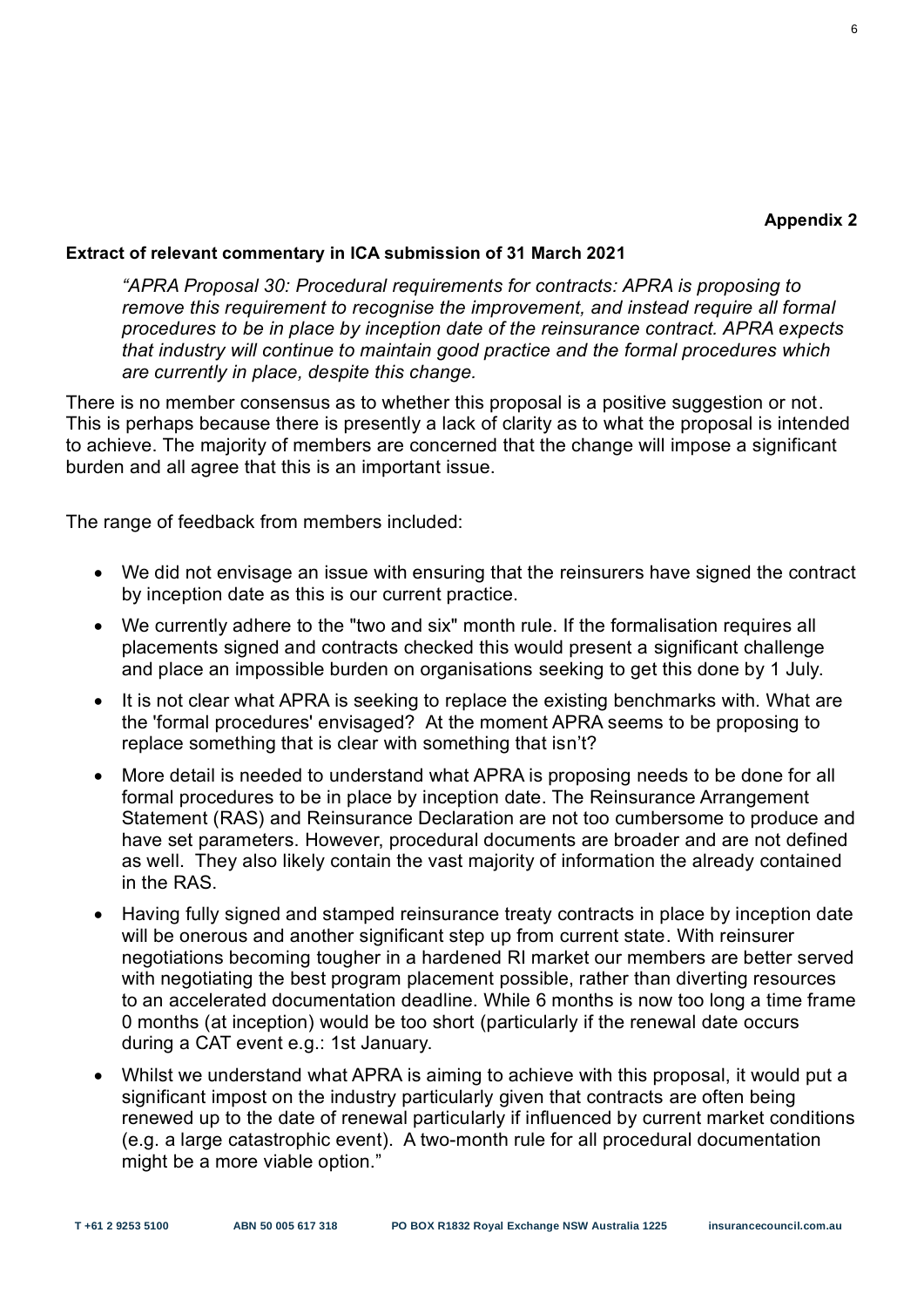**Appendix 2**

**Extract of relevant commentary in ICA submission of 31 March 2021**

> *"APRA Proposal 30: Procedural requirements for contracts: APRA is proposing to remove this requirement to recognise the improvement, and instead require all formal procedures to be in place by inception date of the reinsurance contract. APRA expects that industry will continue to maintain good practice and the formal procedures which are currently in place, despite this change.*

There is no member consensus as to whether this proposal is a positive suggestion or not. This is perhaps because there is presently a lack of clarity as to what the proposal is intended to achieve. The majority of members are concerned that the change will impose a significant burden and all agree that this is an important issue.

The range of feedback from members included:

- We did not envisage an issue with ensuring that the reinsurers have signed the contract by inception date as this is our current practice.
- We currently adhere to the "two and six" month rule. If the formalisation requires all placements signed and contracts checked this would present a significant challenge and place an impossible burden on organisations seeking to get this done by 1 July.
- It is not clear what APRA is seeking to replace the existing benchmarks with. What are the 'formal procedures' envisaged? At the moment APRA seems to be proposing to replace something that is clear with something that isn't?
- More detail is needed to understand what APRA is proposing needs to be done for all formal procedures to be in place by inception date. The Reinsurance Arrangement Statement (RAS) and Reinsurance Declaration are not too cumbersome to produce and have set parameters. However, procedural documents are broader and are not defined as well. They also likely contain the vast majority of information the already contained in the RAS.
- Having fully signed and stamped reinsurance treaty contracts in place by inception date will be onerous and another significant step up from current state. With reinsurer negotiations becoming tougher in a hardened RI market our members are better served with negotiating the best program placement possible, rather than diverting resources to an accelerated documentation deadline. While 6 months is now too long a time frame 0 months (at inception) would be too short (particularly if the renewal date occurs during a CAT event e.g.: 1st January.
- Whilst we understand what APRA is aiming to achieve with this proposal, it would put a significant impost on the industry particularly given that contracts are often being renewed up to the date of renewal particularly if influenced by current market conditions (e.g. a large catastrophic event). A two-month rule for all procedural documentation might be a more viable option."